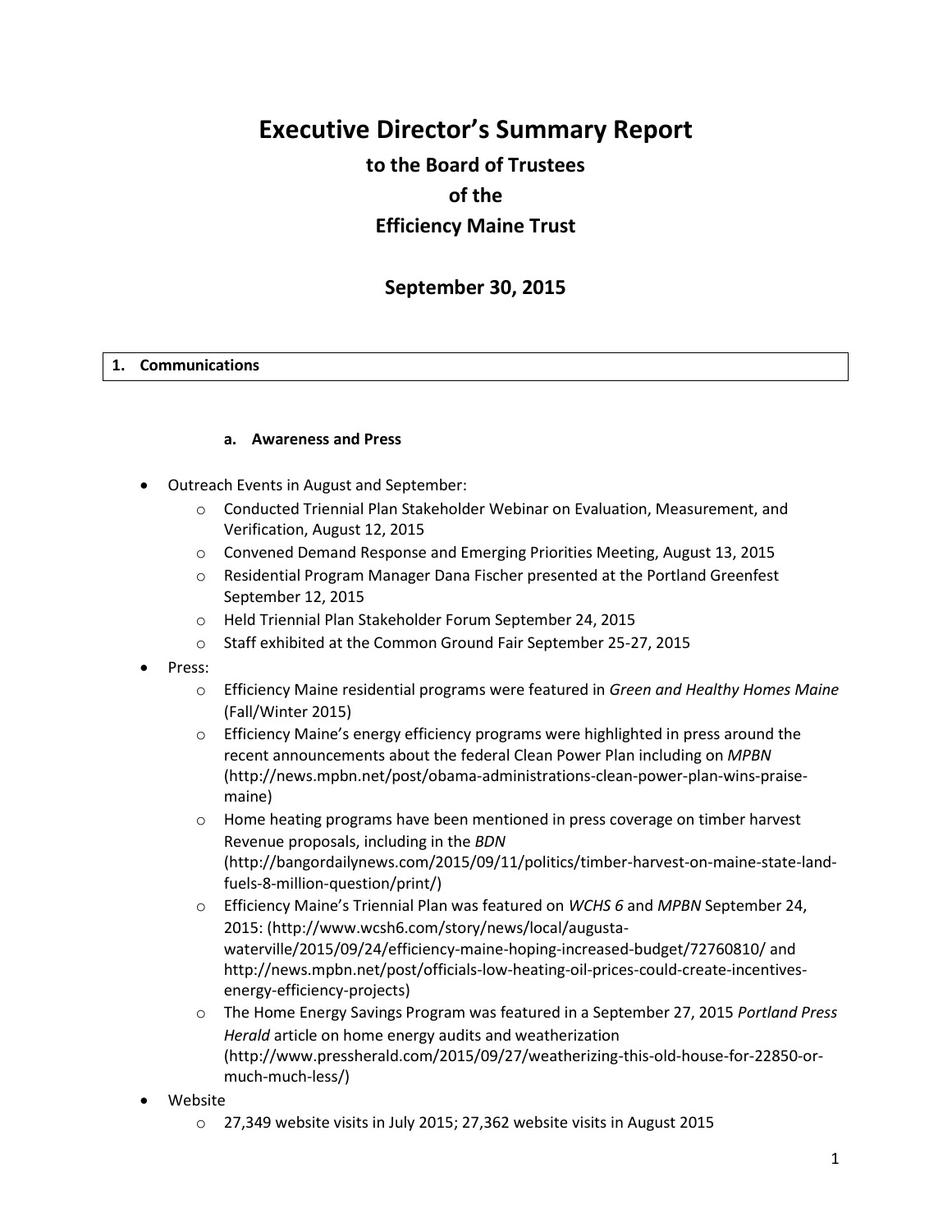# Executive Director's Summary Report

## to the Board of Trustees

## of the

## Efficiency Maine Trust

## September 30, 2015

### 1. Communications

#### a. Awareness and Press

- Outreach Events in August and September:
  - Conducted Triennial Plan Stakeholder Webinar on Evaluation, Measurement, and Verification, August 12, 2015
  - Convened Demand Response and Emerging Priorities Meeting, August 13, 2015
  - Residential Program Manager Dana Fischer presented at the Portland Greenfest September 12, 2015
  - Held Triennial Plan Stakeholder Forum September 24, 2015
  - Staff exhibited at the Common Ground Fair September 25-27, 2015
- Press:
  - Efficiency Maine residential programs were featured in *Green and Healthy Homes Maine* (Fall/Winter 2015)
  - Efficiency Maine's energy efficiency programs were highlighted in press around the recent announcements about the federal Clean Power Plan including on *MPBN* (http://news.mpbn.net/post/obama-administrations-clean-power-plan-wins-praise-maine)
  - Home heating programs have been mentioned in press coverage on timber harvest Revenue proposals, including in the *BDN* (http://bangordailynews.com/2015/09/11/politics/timber-harvest-on-maine-state-land-fuels-8-million-question/print/)
  - Efficiency Maine's Triennial Plan was featured on *WCHS 6* and *MPBN* September 24, 2015: (http://www.wcsh6.com/story/news/local/augusta-waterville/2015/09/24/efficiency-maine-hoping-increased-budget/72760810/ and http://news.mpbn.net/post/officials-low-heating-oil-prices-could-create-incentives-energy-efficiency-projects)
  - The Home Energy Savings Program was featured in a September 27, 2015 *Portland Press Herald* article on home energy audits and weatherization (http://www.pressherald.com/2015/09/27/weatherizing-this-old-house-for-22850-or-much-much-less/)
- Website
  - 27,349 website visits in July 2015; 27,362 website visits in August 2015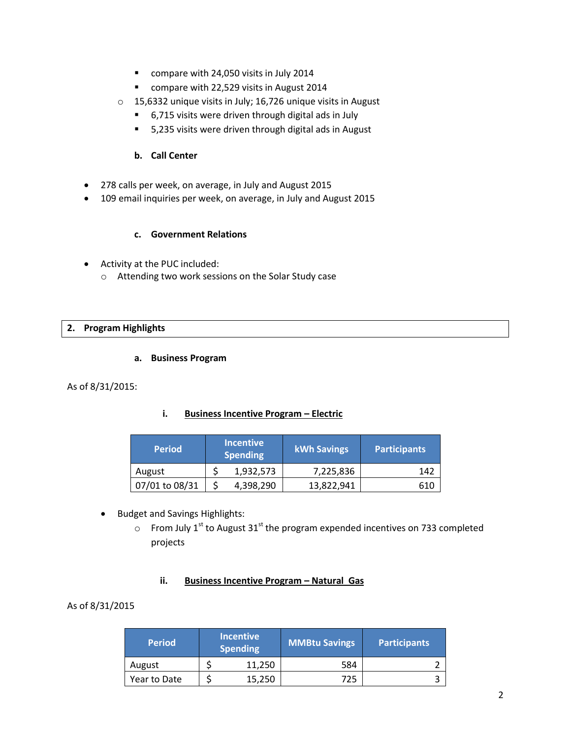- compare with 24,050 visits in July 2014
    - compare with 22,529 visits in August 2014
  - 15,6332 unique visits in July; 16,726 unique visits in August
    - 6,715 visits were driven through digital ads in July
    - 5,235 visits were driven through digital ads in August

**b. Call Center**

- 278 calls per week, on average, in July and August 2015
- 109 email inquiries per week, on average, in July and August 2015

**c. Government Relations**

- Activity at the PUC included:
  - Attending two work sessions on the Solar Study case

## 2. Program Highlights

### a. Business Program

As of 8/31/2015:

#### i. Business Incentive Program – Electric

| Period | Incentive Spending | kWh Savings | Participants |
|---|---|---|---|
| August | $ 1,932,573 | 7,225,836 | 142 |
| 07/01 to 08/31 | $ 4,398,290 | 13,822,941 | 610 |

- Budget and Savings Highlights:
  - From July 1st to August 31st the program expended incentives on 733 completed projects

#### ii. Business Incentive Program – Natural Gas

As of 8/31/2015

| Period | Incentive Spending | MMBtu Savings | Participants |
|---|---|---|---|
| August | $ 11,250 | 584 | 2 |
| Year to Date | $ 15,250 | 725 | 3 |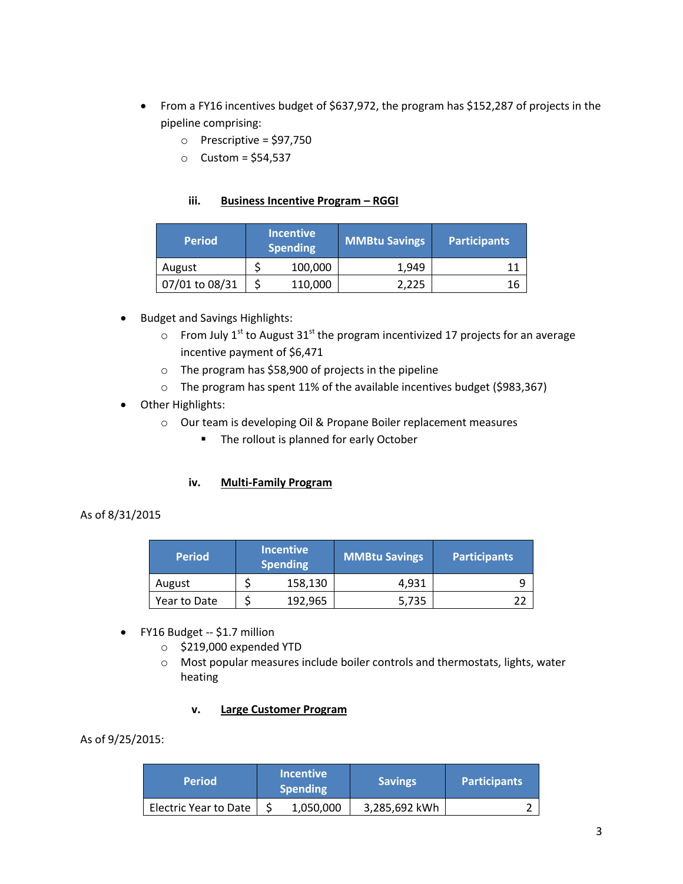- From a FY16 incentives budget of $637,972, the program has $152,287 of projects in the pipeline comprising:
  - Prescriptive = $97,750
  - Custom = $54,537

### iii. Business Incentive Program – RGGI

| Period | Incentive Spending | MMBtu Savings | Participants |
|---|---|---|---|
| August | $ 100,000 | 1,949 | 11 |
| 07/01 to 08/31 | $ 110,000 | 2,225 | 16 |

- Budget and Savings Highlights:
  - From July 1st to August 31st the program incentivized 17 projects for an average incentive payment of $6,471
  - The program has $58,900 of projects in the pipeline
  - The program has spent 11% of the available incentives budget ($983,367)
- Other Highlights:
  - Our team is developing Oil & Propane Boiler replacement measures
    - The rollout is planned for early October

### iv. Multi-Family Program

As of 8/31/2015

| Period | Incentive Spending | MMBtu Savings | Participants |
|---|---|---|---|
| August | $ 158,130 | 4,931 | 9 |
| Year to Date | $ 192,965 | 5,735 | 22 |

- FY16 Budget -- $1.7 million
  - $219,000 expended YTD
  - Most popular measures include boiler controls and thermostats, lights, water heating

### v. Large Customer Program

As of 9/25/2015:

| Period | Incentive Spending | Savings | Participants |
|---|---|---|---|
| Electric Year to Date | $ 1,050,000 | 3,285,692 kWh | 2 |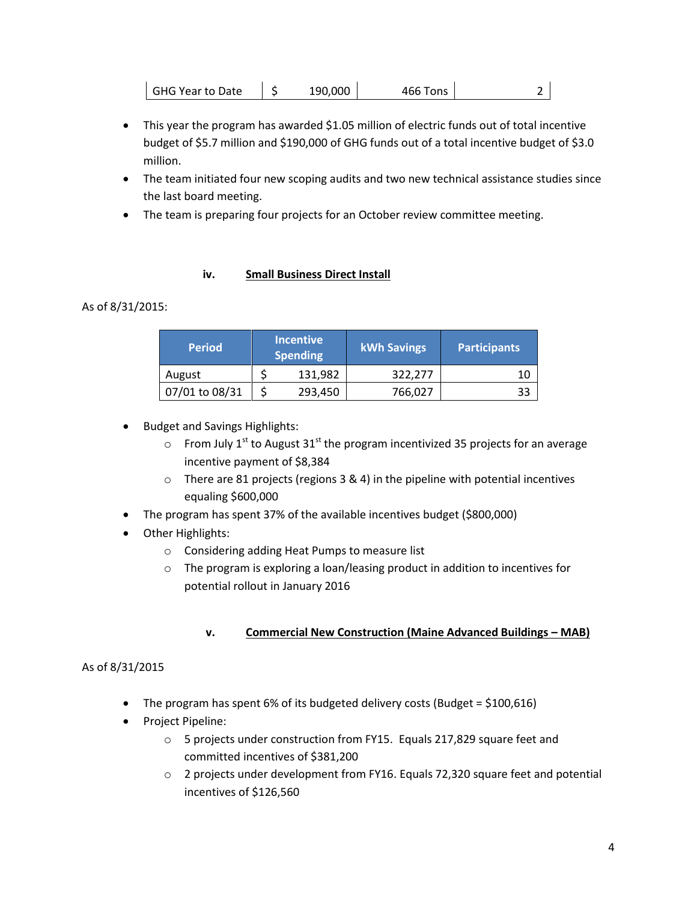| GHG Year to Date | $ | 190,000 | 466 Tons | 2 |
|---|---|---|---|---|

- This year the program has awarded $1.05 million of electric funds out of total incentive budget of $5.7 million and $190,000 of GHG funds out of a total incentive budget of $3.0 million.
- The team initiated four new scoping audits and two new technical assistance studies since the last board meeting.
- The team is preparing four projects for an October review committee meeting.

### iv. Small Business Direct Install

As of 8/31/2015:

| Period | Incentive Spending | kWh Savings | Participants |
|---|---|---|---|
| August | $ 131,982 | 322,277 | 10 |
| 07/01 to 08/31 | $ 293,450 | 766,027 | 33 |

- Budget and Savings Highlights:
  - From July 1st to August 31st the program incentivized 35 projects for an average incentive payment of $8,384
  - There are 81 projects (regions 3 & 4) in the pipeline with potential incentives equaling $600,000
- The program has spent 37% of the available incentives budget ($800,000)
- Other Highlights:
  - Considering adding Heat Pumps to measure list
  - The program is exploring a loan/leasing product in addition to incentives for potential rollout in January 2016

### v. Commercial New Construction (Maine Advanced Buildings – MAB)

As of 8/31/2015

- The program has spent 6% of its budgeted delivery costs (Budget = $100,616)
- Project Pipeline:
  - 5 projects under construction from FY15. Equals 217,829 square feet and committed incentives of $381,200
  - 2 projects under development from FY16. Equals 72,320 square feet and potential incentives of $126,560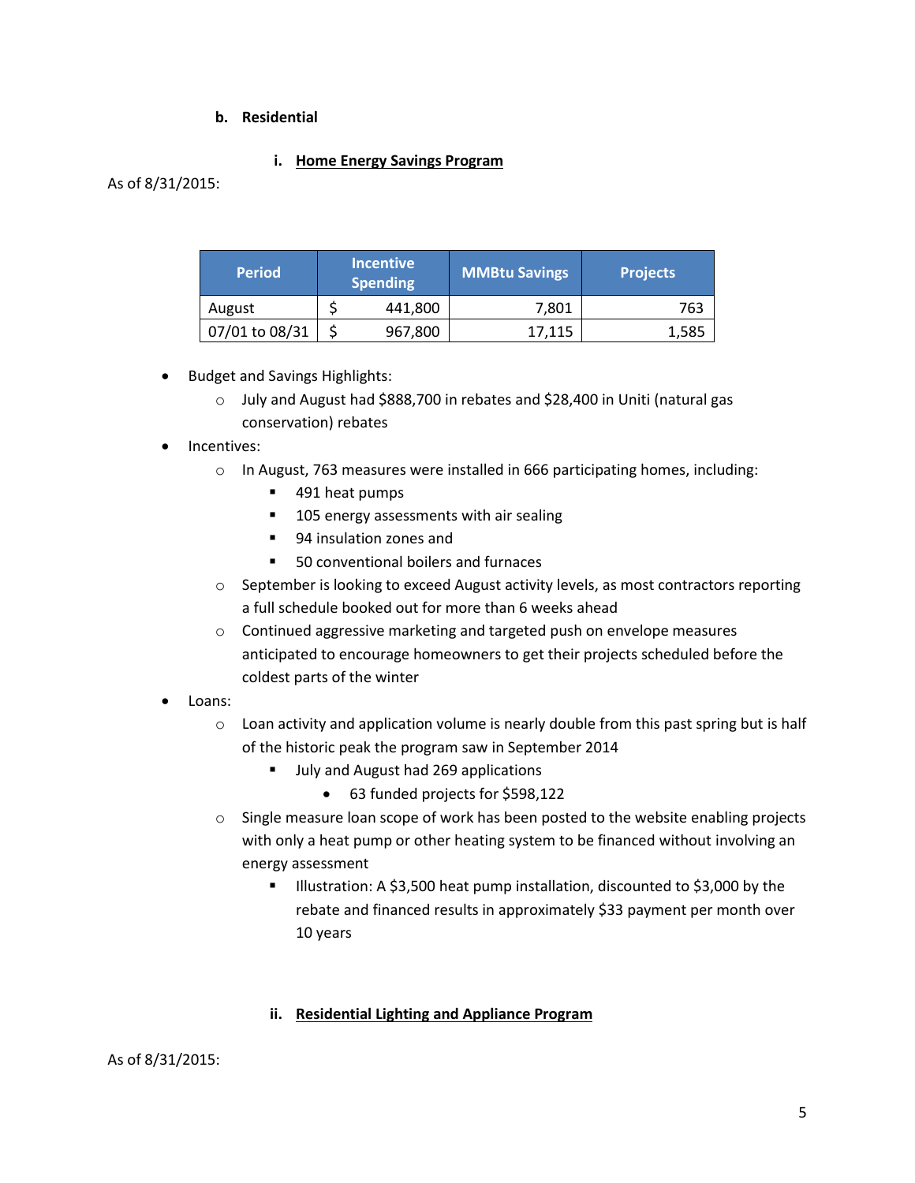### b. Residential

#### i. Home Energy Savings Program

As of 8/31/2015:

| Period | Incentive Spending | MMBtu Savings | Projects |
|---|---|---|---|
| August | $ 441,800 | 7,801 | 763 |
| 07/01 to 08/31 | $ 967,800 | 17,115 | 1,585 |

- Budget and Savings Highlights:
  - July and August had $888,700 in rebates and $28,400 in Uniti (natural gas conservation) rebates
- Incentives:
  - In August, 763 measures were installed in 666 participating homes, including:
    - 491 heat pumps
    - 105 energy assessments with air sealing
    - 94 insulation zones and
    - 50 conventional boilers and furnaces
  - September is looking to exceed August activity levels, as most contractors reporting a full schedule booked out for more than 6 weeks ahead
  - Continued aggressive marketing and targeted push on envelope measures anticipated to encourage homeowners to get their projects scheduled before the coldest parts of the winter
- Loans:
  - Loan activity and application volume is nearly double from this past spring but is half of the historic peak the program saw in September 2014
    - July and August had 269 applications
      - 63 funded projects for $598,122
  - Single measure loan scope of work has been posted to the website enabling projects with only a heat pump or other heating system to be financed without involving an energy assessment
    - Illustration: A $3,500 heat pump installation, discounted to $3,000 by the rebate and financed results in approximately $33 payment per month over 10 years

#### ii. Residential Lighting and Appliance Program

As of 8/31/2015: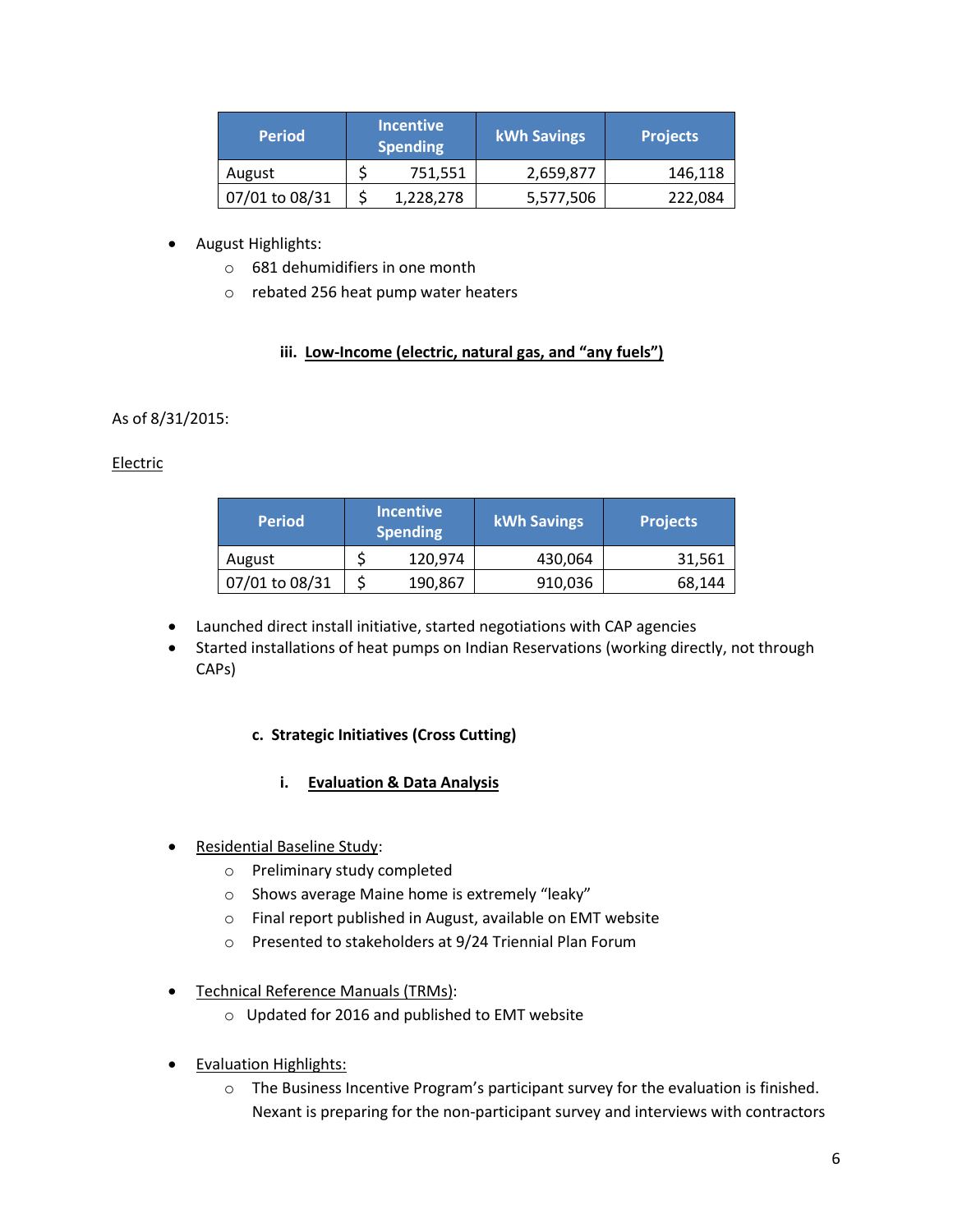| Period | Incentive Spending | kWh Savings | Projects |
|---|---|---|---|
| August | $ 751,551 | 2,659,877 | 146,118 |
| 07/01 to 08/31 | $ 1,228,278 | 5,577,506 | 222,084 |

- August Highlights:
  - 681 dehumidifiers in one month
  - rebated 256 heat pump water heaters

#### iii. Low-Income (electric, natural gas, and "any fuels")

As of 8/31/2015:

Electric

| Period | Incentive Spending | kWh Savings | Projects |
|---|---|---|---|
| August | $ 120,974 | 430,064 | 31,561 |
| 07/01 to 08/31 | $ 190,867 | 910,036 | 68,144 |

- Launched direct install initiative, started negotiations with CAP agencies
- Started installations of heat pumps on Indian Reservations (working directly, not through CAPs)

### c. Strategic Initiatives (Cross Cutting)

#### i. Evaluation & Data Analysis

- Residential Baseline Study:
  - Preliminary study completed
  - Shows average Maine home is extremely "leaky"
  - Final report published in August, available on EMT website
  - Presented to stakeholders at 9/24 Triennial Plan Forum

- Technical Reference Manuals (TRMs):
  - Updated for 2016 and published to EMT website

- Evaluation Highlights:
  - The Business Incentive Program's participant survey for the evaluation is finished. Nexant is preparing for the non-participant survey and interviews with contractors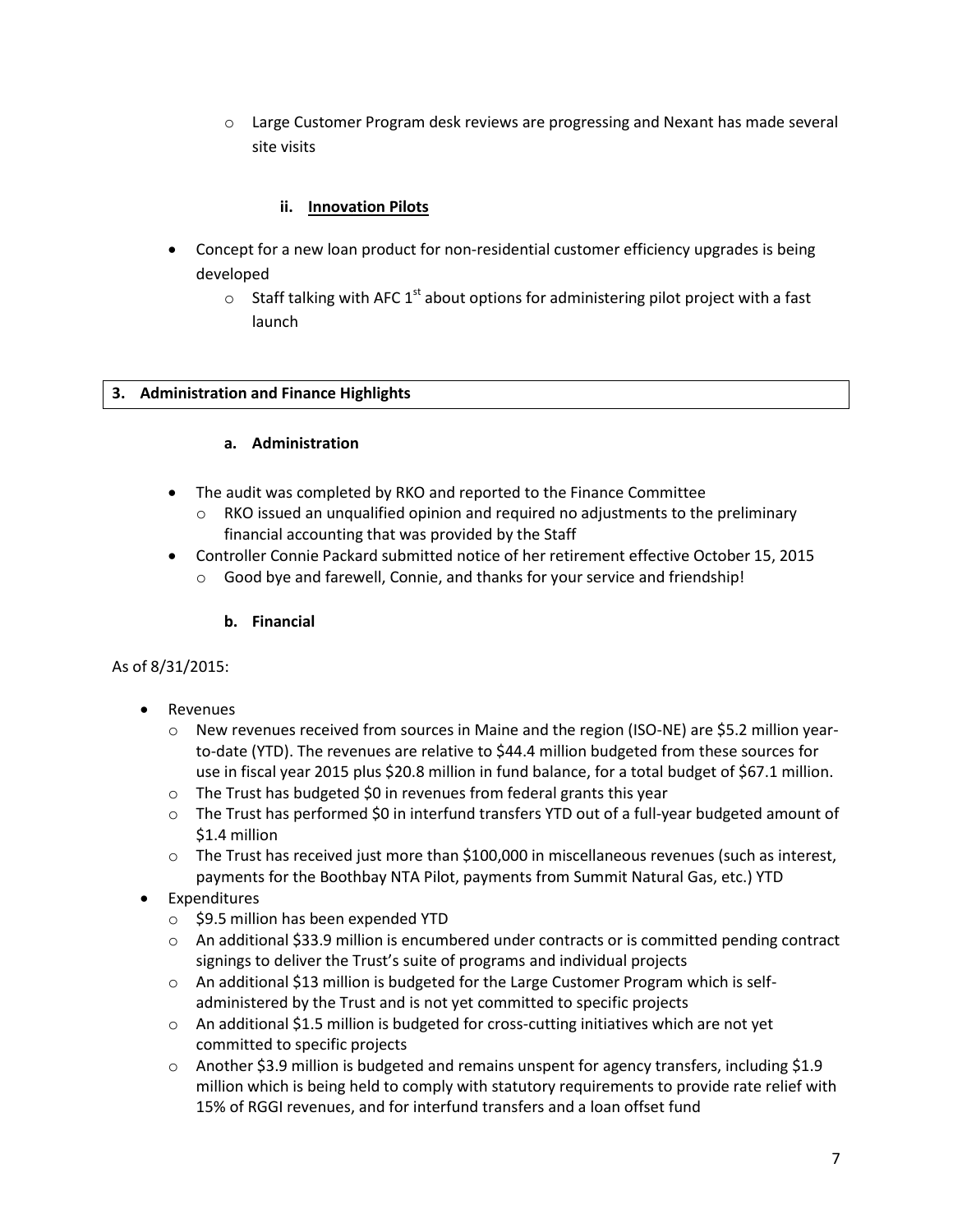- Large Customer Program desk reviews are progressing and Nexant has made several site visits

#### ii. Innovation Pilots

- Concept for a new loan product for non-residential customer efficiency upgrades is being developed
  - Staff talking with AFC 1st about options for administering pilot project with a fast launch

## 3. Administration and Finance Highlights

### a. Administration

- The audit was completed by RKO and reported to the Finance Committee
  - RKO issued an unqualified opinion and required no adjustments to the preliminary financial accounting that was provided by the Staff
- Controller Connie Packard submitted notice of her retirement effective October 15, 2015
  - Good bye and farewell, Connie, and thanks for your service and friendship!

### b. Financial

As of 8/31/2015:

- Revenues
  - New revenues received from sources in Maine and the region (ISO-NE) are $5.2 million year-to-date (YTD). The revenues are relative to $44.4 million budgeted from these sources for use in fiscal year 2015 plus $20.8 million in fund balance, for a total budget of $67.1 million.
  - The Trust has budgeted $0 in revenues from federal grants this year
  - The Trust has performed $0 in interfund transfers YTD out of a full-year budgeted amount of $1.4 million
  - The Trust has received just more than $100,000 in miscellaneous revenues (such as interest, payments for the Boothbay NTA Pilot, payments from Summit Natural Gas, etc.) YTD
- Expenditures
  - $9.5 million has been expended YTD
  - An additional $33.9 million is encumbered under contracts or is committed pending contract signings to deliver the Trust's suite of programs and individual projects
  - An additional $13 million is budgeted for the Large Customer Program which is self-administered by the Trust and is not yet committed to specific projects
  - An additional $1.5 million is budgeted for cross-cutting initiatives which are not yet committed to specific projects
  - Another $3.9 million is budgeted and remains unspent for agency transfers, including $1.9 million which is being held to comply with statutory requirements to provide rate relief with 15% of RGGI revenues, and for interfund transfers and a loan offset fund